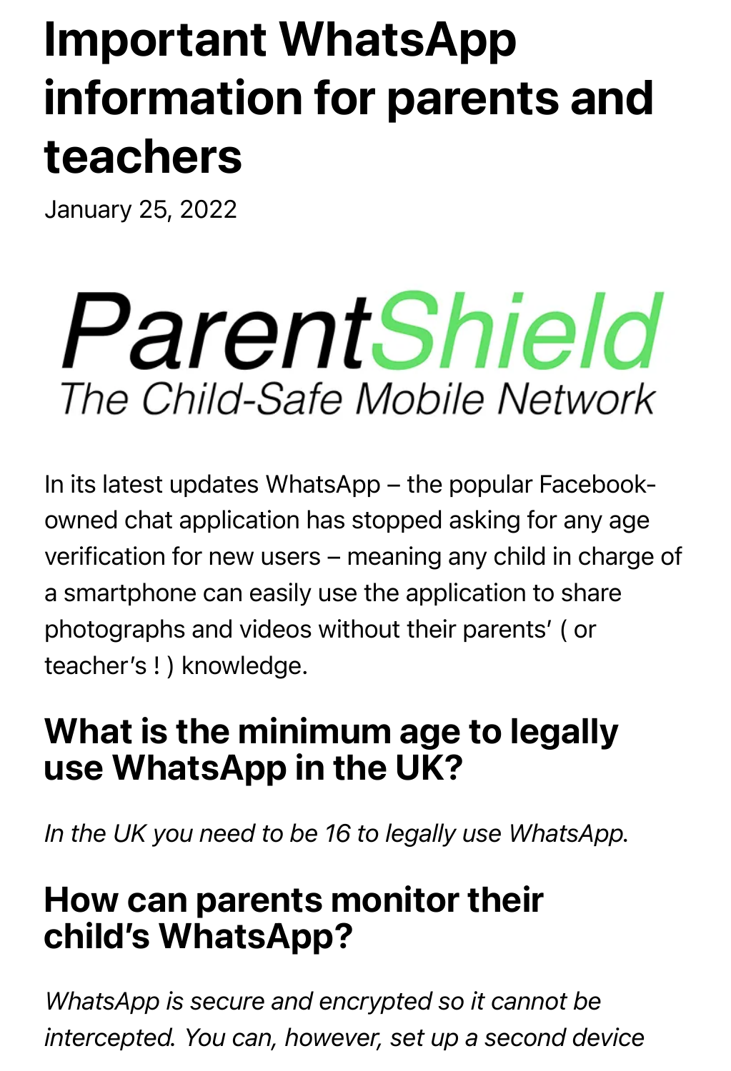# Important WhatsApp information for parents and teachers

January 25, 2022

ParentShield
The Child-Safe Mobile Network

In its latest updates WhatsApp – the popular Facebook-owned chat application has stopped asking for any age verification for new users – meaning any child in charge of a smartphone can easily use the application to share photographs and videos without their parents' ( or teacher's ! ) knowledge.

## What is the minimum age to legally use WhatsApp in the UK?

*In the UK you need to be 16 to legally use WhatsApp.*

## How can parents monitor their child's WhatsApp?

*WhatsApp is secure and encrypted so it cannot be intercepted. You can, however, set up a second device*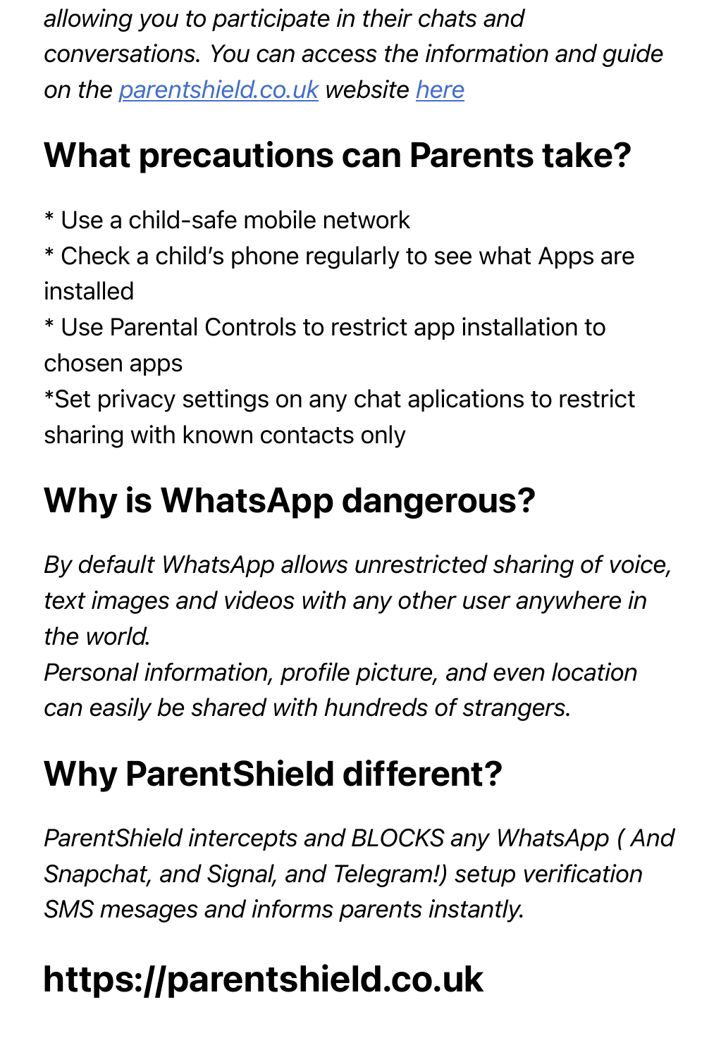*allowing you to participate in their chats and conversations. You can access the information and guide on the [parentshield.co.uk](https://parentshield.co.uk) website [here](#)*

## What precautions can Parents take?

* Use a child-safe mobile network
* Check a child's phone regularly to see what Apps are installed
* Use Parental Controls to restrict app installation to chosen apps
*Set privacy settings on any chat aplications to restrict sharing with known contacts only

## Why is WhatsApp dangerous?

*By default WhatsApp allows unrestricted sharing of voice, text images and videos with any other user anywhere in the world.*
*Personal information, profile picture, and even location can easily be shared with hundreds of strangers.*

## Why ParentShield different?

*ParentShield intercepts and BLOCKS any WhatsApp ( And Snapchat, and Signal, and Telegram!) setup verification SMS mesages and informs parents instantly.*

# https://parentshield.co.uk